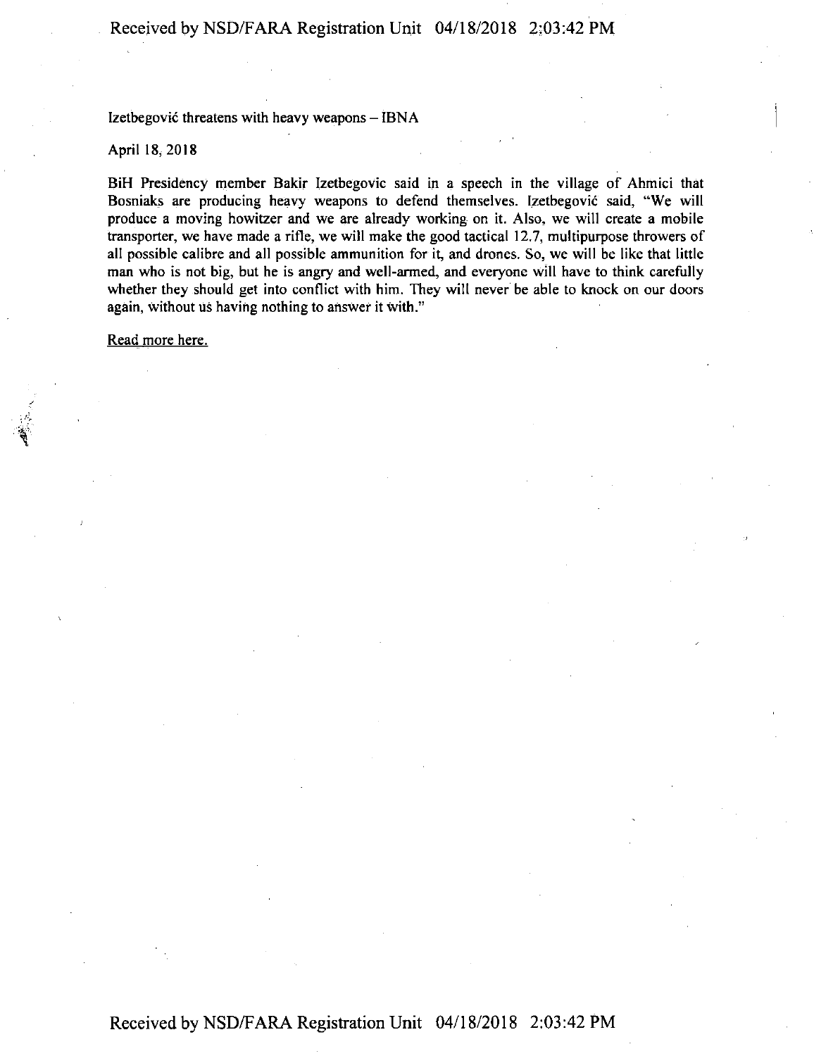Izetbegović threatens with heavy weapons – IBNA

April 18, 2018

BiH Presidency member Bakir Izetbegovic said in a speech in the village of Ahmici that Bosniaks are producing heavy weapons to defend themselves. Izetbegović said, "We will produce a moving howitzer and we are already working on it. Also, we will create a mobile transporter, we have made a rifle, we will make the good tactical 12.7, multipurpose throwers of all possible calibre and all possible ammunition for it, and drones. So, we will be like that little man who is not big, but he is angry and well-armed, and everyone will have to think carefully whether they should get into conflict with him. They will never be able to knock on our doors again, without us having nothing to answer it with."

Read more here.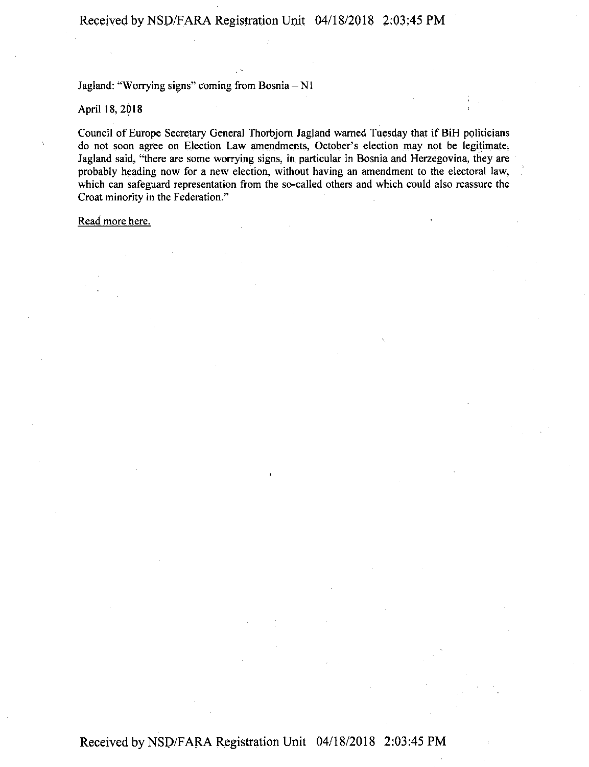Jagland: "Worrying signs" coming from Bosnia – N1

April 18, 2018

Council of Europe Secretary General Thorbjorn Jagland warned Tuesday that if BiH politicians do not soon agree on Election Law amendments, October's election may not be legitimate. Jagland said, "there are some worrying signs, in particular in Bosnia and Herzegovina, they are probably heading now for a new election, without having an amendment to the electoral law, which can safeguard representation from the so-called others and which could also reassure the Croat minority in the Federation."

Read more here.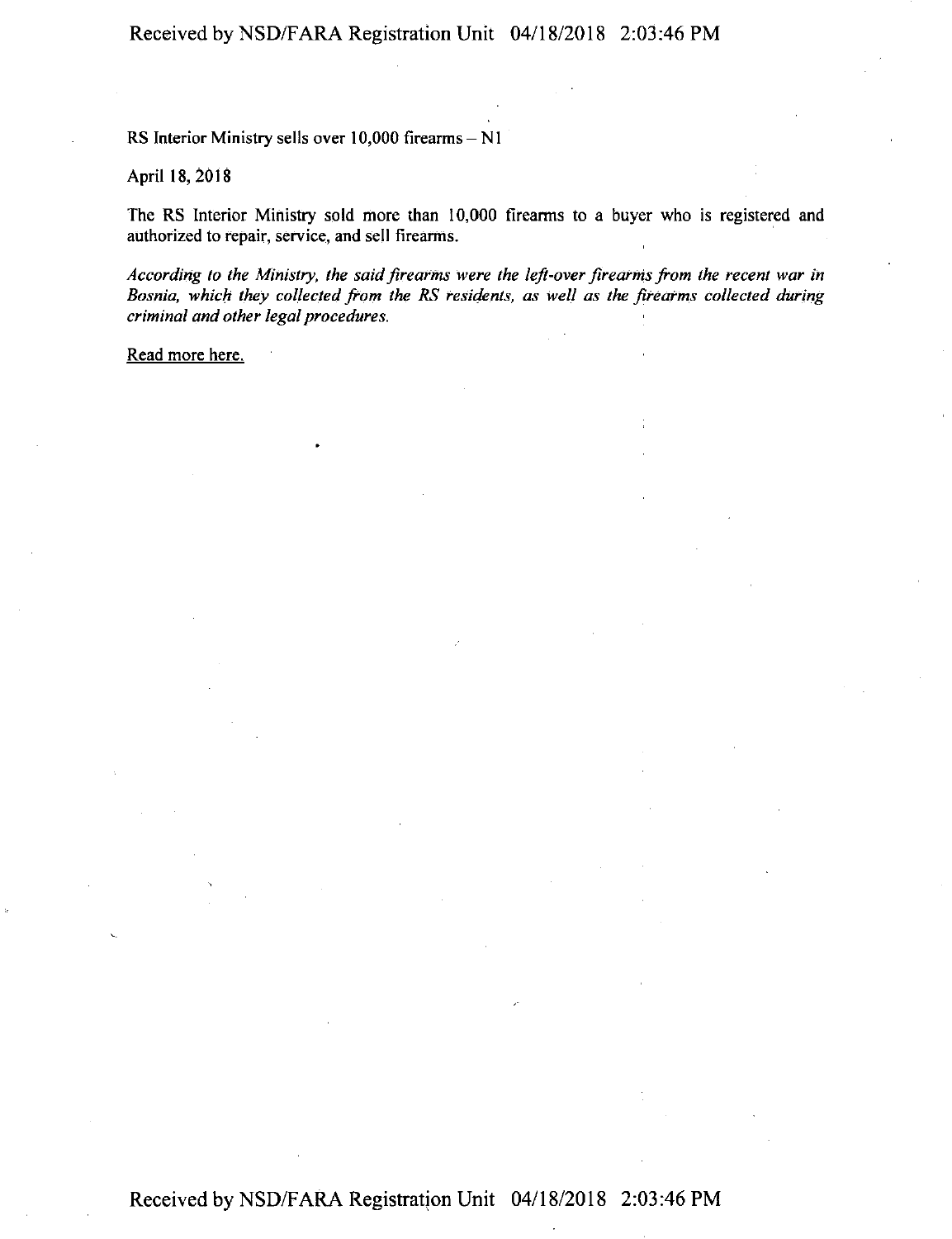RS Interior Ministry sells over 10,000 firearms – N1

April 18, 2018

The RS Interior Ministry sold more than 10,000 firearms to a buyer who is registered and authorized to repair, service, and sell firearms.

*According to the Ministry, the said firearms were the left-over firearms from the recent war in Bosnia, which they collected from the RS residents, as well as the firearms collected during criminal and other legal procedures.*

Read more here.